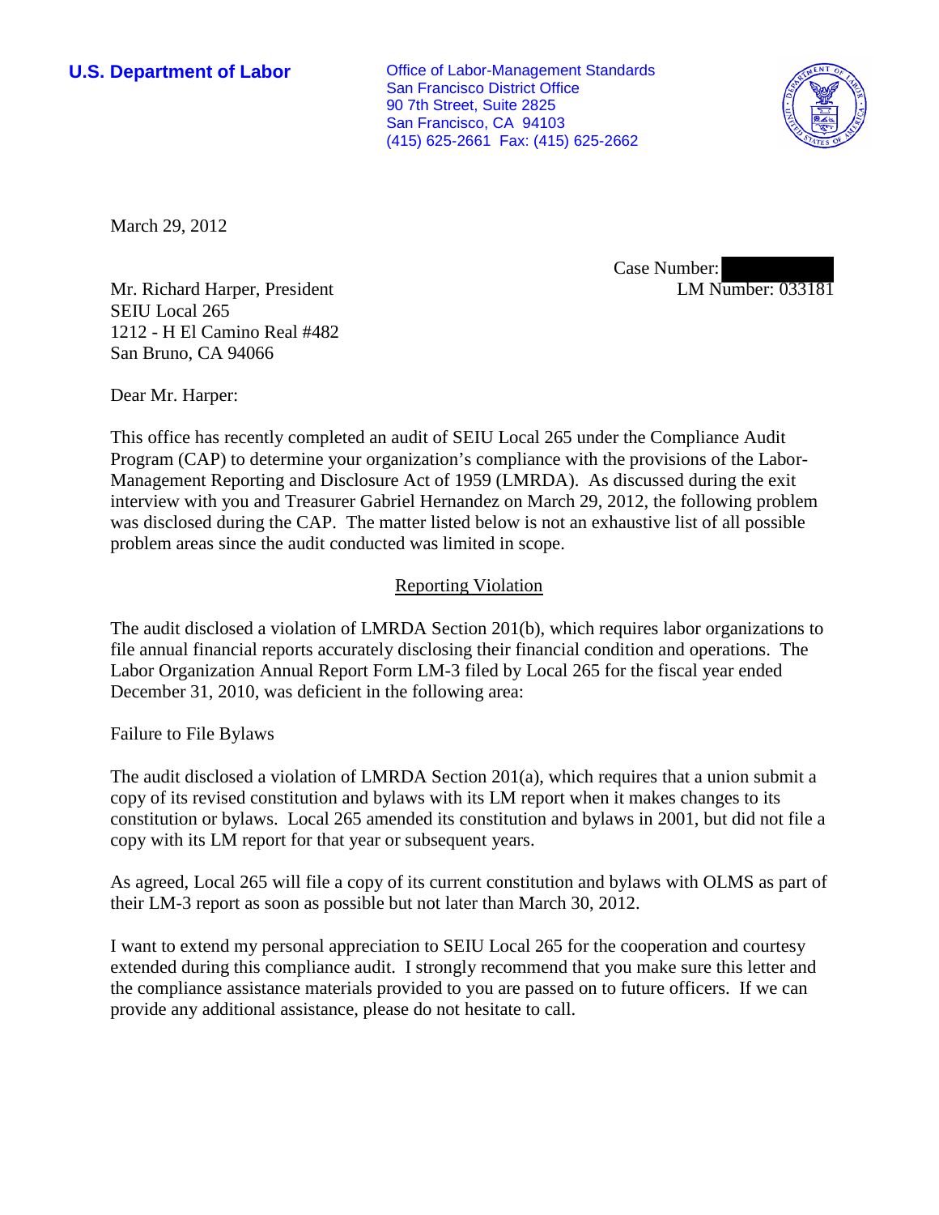**U.S. Department of Labor**

Office of Labor-Management Standards
San Francisco District Office
90 7th Street, Suite 2825
San Francisco, CA 94103
(415) 625-2661 Fax: (415) 625-2662

March 29, 2012

Case Number:
LM Number: 033181

Mr. Richard Harper, President
SEIU Local 265
1212 - H El Camino Real #482
San Bruno, CA 94066

Dear Mr. Harper:

This office has recently completed an audit of SEIU Local 265 under the Compliance Audit Program (CAP) to determine your organization's compliance with the provisions of the Labor-Management Reporting and Disclosure Act of 1959 (LMRDA). As discussed during the exit interview with you and Treasurer Gabriel Hernandez on March 29, 2012, the following problem was disclosed during the CAP. The matter listed below is not an exhaustive list of all possible problem areas since the audit conducted was limited in scope.

## Reporting Violation

The audit disclosed a violation of LMRDA Section 201(b), which requires labor organizations to file annual financial reports accurately disclosing their financial condition and operations. The Labor Organization Annual Report Form LM-3 filed by Local 265 for the fiscal year ended December 31, 2010, was deficient in the following area:

Failure to File Bylaws

The audit disclosed a violation of LMRDA Section 201(a), which requires that a union submit a copy of its revised constitution and bylaws with its LM report when it makes changes to its constitution or bylaws. Local 265 amended its constitution and bylaws in 2001, but did not file a copy with its LM report for that year or subsequent years.

As agreed, Local 265 will file a copy of its current constitution and bylaws with OLMS as part of their LM-3 report as soon as possible but not later than March 30, 2012.

I want to extend my personal appreciation to SEIU Local 265 for the cooperation and courtesy extended during this compliance audit. I strongly recommend that you make sure this letter and the compliance assistance materials provided to you are passed on to future officers. If we can provide any additional assistance, please do not hesitate to call.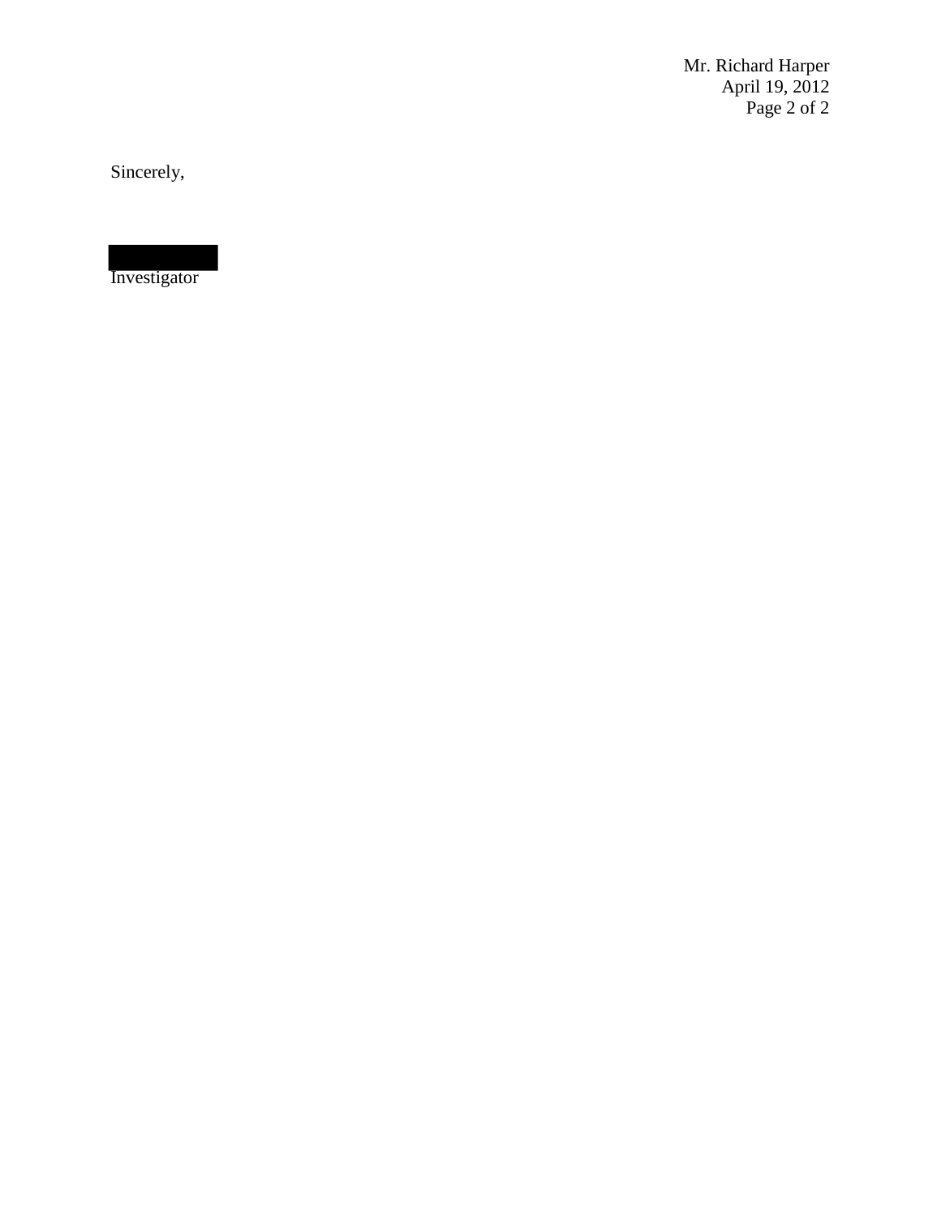Sincerely,

Investigator